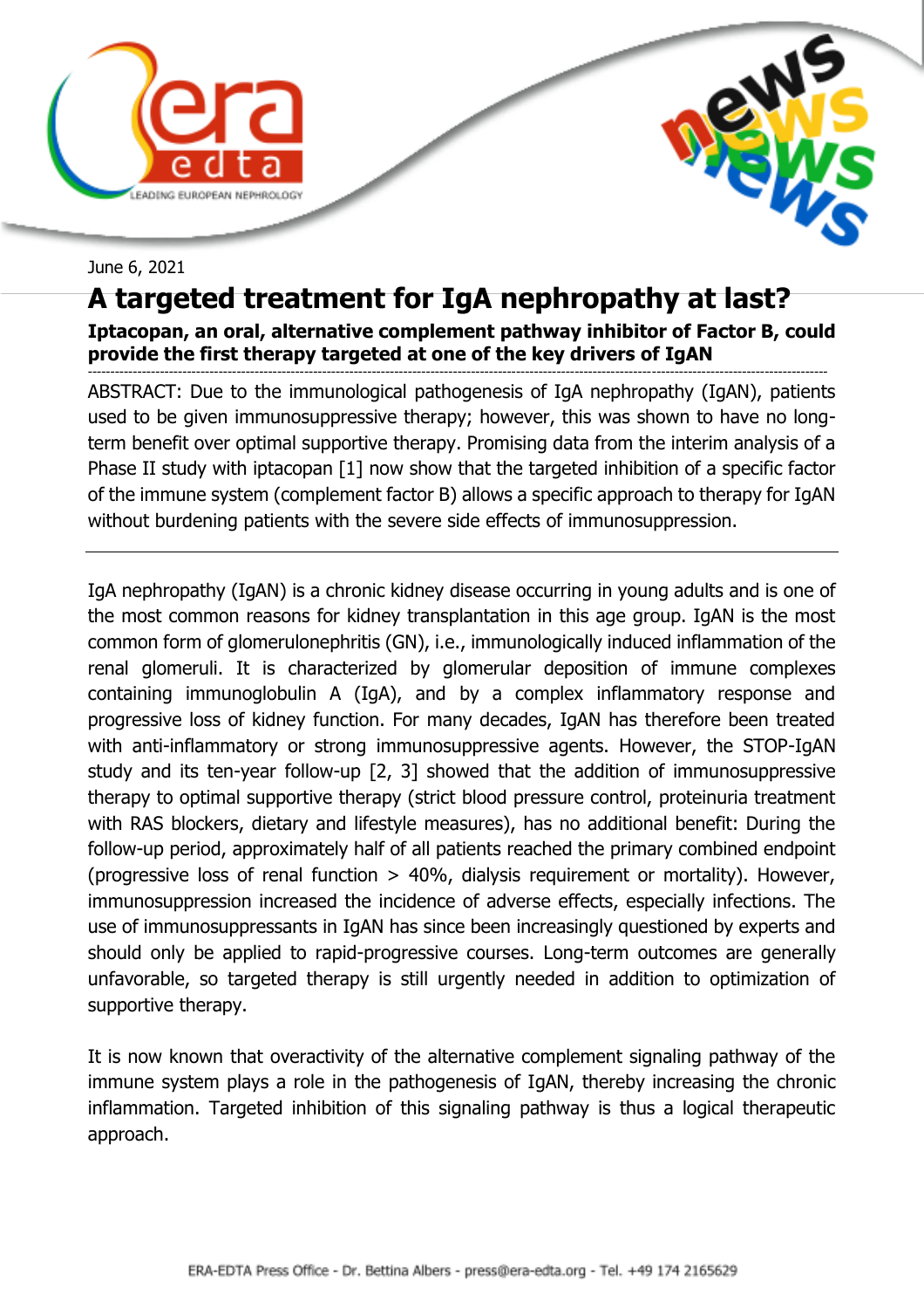June 6, 2021

# A targeted treatment for IgA nephropathy at last?

**Iptacopan, an oral, alternative complement pathway inhibitor of Factor B, could provide the first therapy targeted at one of the key drivers of IgAN**

ABSTRACT: Due to the immunological pathogenesis of IgA nephropathy (IgAN), patients used to be given immunosuppressive therapy; however, this was shown to have no long-term benefit over optimal supportive therapy. Promising data from the interim analysis of a Phase II study with iptacopan [1] now show that the targeted inhibition of a specific factor of the immune system (complement factor B) allows a specific approach to therapy for IgAN without burdening patients with the severe side effects of immunosuppression.

---

IgA nephropathy (IgAN) is a chronic kidney disease occurring in young adults and is one of the most common reasons for kidney transplantation in this age group. IgAN is the most common form of glomerulonephritis (GN), i.e., immunologically induced inflammation of the renal glomeruli. It is characterized by glomerular deposition of immune complexes containing immunoglobulin A (IgA), and by a complex inflammatory response and progressive loss of kidney function. For many decades, IgAN has therefore been treated with anti-inflammatory or strong immunosuppressive agents. However, the STOP-IgAN study and its ten-year follow-up [2, 3] showed that the addition of immunosuppressive therapy to optimal supportive therapy (strict blood pressure control, proteinuria treatment with RAS blockers, dietary and lifestyle measures), has no additional benefit: During the follow-up period, approximately half of all patients reached the primary combined endpoint (progressive loss of renal function > 40%, dialysis requirement or mortality). However, immunosuppression increased the incidence of adverse effects, especially infections. The use of immunosuppressants in IgAN has since been increasingly questioned by experts and should only be applied to rapid-progressive courses. Long-term outcomes are generally unfavorable, so targeted therapy is still urgently needed in addition to optimization of supportive therapy.

It is now known that overactivity of the alternative complement signaling pathway of the immune system plays a role in the pathogenesis of IgAN, thereby increasing the chronic inflammation. Targeted inhibition of this signaling pathway is thus a logical therapeutic approach.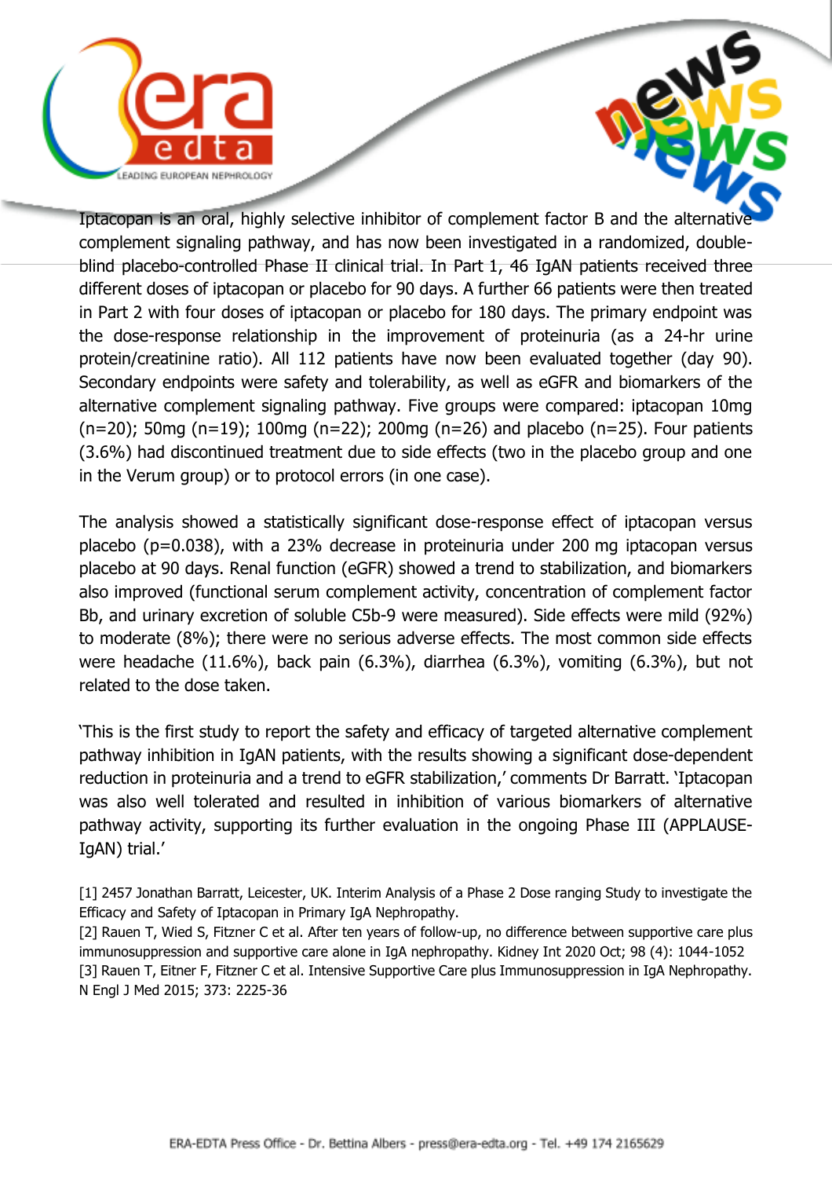Iptacopan is an oral, highly selective inhibitor of complement factor B and the alternative complement signaling pathway, and has now been investigated in a randomized, double-blind placebo-controlled Phase II clinical trial. In Part 1, 46 IgAN patients received three different doses of iptacopan or placebo for 90 days. A further 66 patients were then treated in Part 2 with four doses of iptacopan or placebo for 180 days. The primary endpoint was the dose-response relationship in the improvement of proteinuria (as a 24-hr urine protein/creatinine ratio). All 112 patients have now been evaluated together (day 90). Secondary endpoints were safety and tolerability, as well as eGFR and biomarkers of the alternative complement signaling pathway. Five groups were compared: iptacopan 10mg (n=20); 50mg (n=19); 100mg (n=22); 200mg (n=26) and placebo (n=25). Four patients (3.6%) had discontinued treatment due to side effects (two in the placebo group and one in the Verum group) or to protocol errors (in one case).

The analysis showed a statistically significant dose-response effect of iptacopan versus placebo (p=0.038), with a 23% decrease in proteinuria under 200 mg iptacopan versus placebo at 90 days. Renal function (eGFR) showed a trend to stabilization, and biomarkers also improved (functional serum complement activity, concentration of complement factor Bb, and urinary excretion of soluble C5b-9 were measured). Side effects were mild (92%) to moderate (8%); there were no serious adverse effects. The most common side effects were headache (11.6%), back pain (6.3%), diarrhea (6.3%), vomiting (6.3%), but not related to the dose taken.

'This is the first study to report the safety and efficacy of targeted alternative complement pathway inhibition in IgAN patients, with the results showing a significant dose-dependent reduction in proteinuria and a trend to eGFR stabilization,' comments Dr Barratt. 'Iptacopan was also well tolerated and resulted in inhibition of various biomarkers of alternative pathway activity, supporting its further evaluation in the ongoing Phase III (APPLAUSE-IgAN) trial.'

[1] 2457 Jonathan Barratt, Leicester, UK. Interim Analysis of a Phase 2 Dose ranging Study to investigate the Efficacy and Safety of Iptacopan in Primary IgA Nephropathy.
[2] Rauen T, Wied S, Fitzner C et al. After ten years of follow-up, no difference between supportive care plus immunosuppression and supportive care alone in IgA nephropathy. Kidney Int 2020 Oct; 98 (4): 1044-1052
[3] Rauen T, Eitner F, Fitzner C et al. Intensive Supportive Care plus Immunosuppression in IgA Nephropathy. N Engl J Med 2015; 373: 2225-36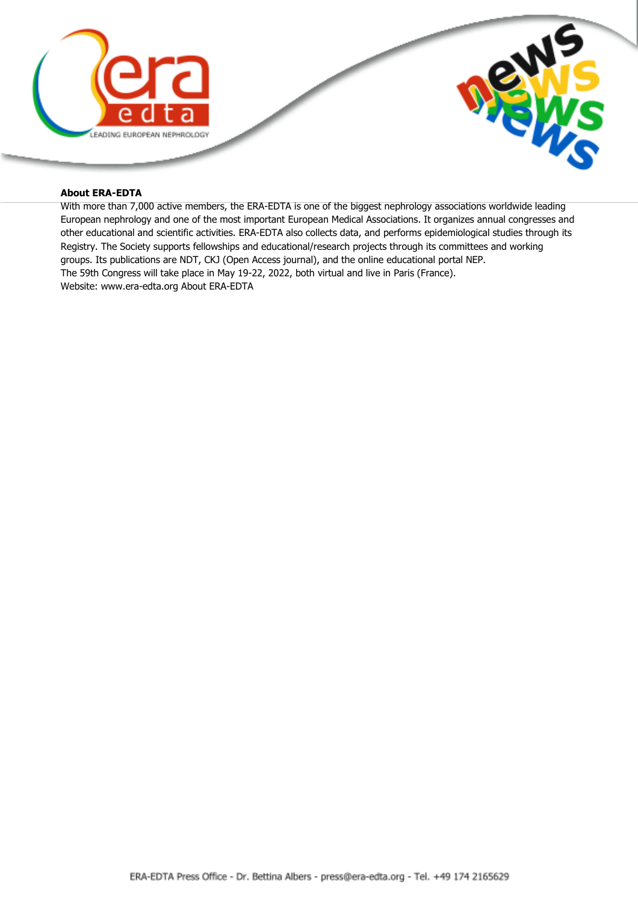**About ERA-EDTA**

With more than 7,000 active members, the ERA-EDTA is one of the biggest nephrology associations worldwide leading European nephrology and one of the most important European Medical Associations. It organizes annual congresses and other educational and scientific activities. ERA-EDTA also collects data, and performs epidemiological studies through its Registry. The Society supports fellowships and educational/research projects through its committees and working groups. Its publications are NDT, CKJ (Open Access journal), and the online educational portal NEP.
The 59th Congress will take place in May 19-22, 2022, both virtual and live in Paris (France).
Website: www.era-edta.org About ERA-EDTA